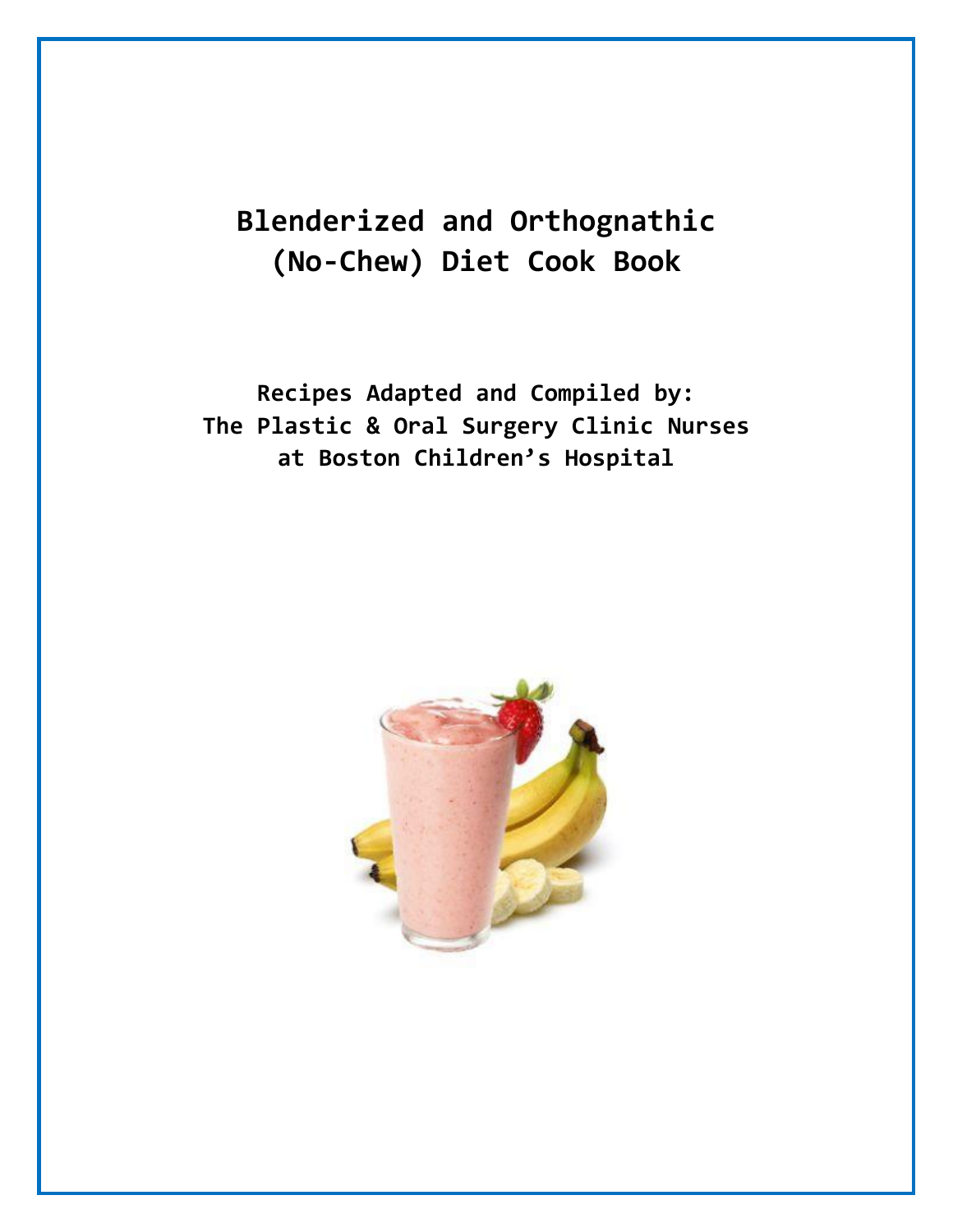# Blenderized and Orthognathic (No-Chew) Diet Cook Book

**Recipes Adapted and Compiled by:**
**The Plastic & Oral Surgery Clinic Nurses**
**at Boston Children's Hospital**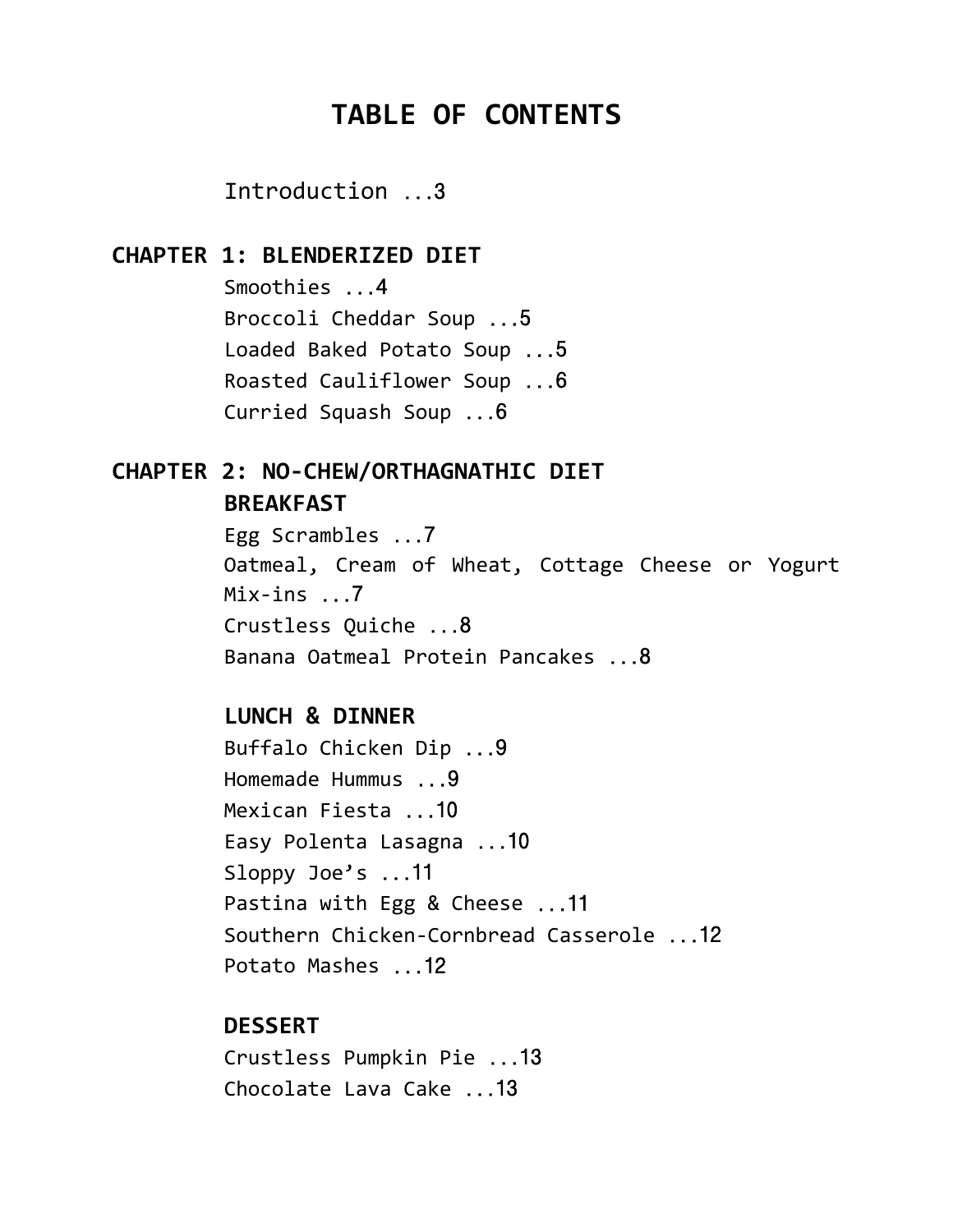# TABLE OF CONTENTS

Introduction ...3

## CHAPTER 1: BLENDERIZED DIET

Smoothies ...4
Broccoli Cheddar Soup ...5
Loaded Baked Potato Soup ...5
Roasted Cauliflower Soup ...6
Curried Squash Soup ...6

## CHAPTER 2: NO-CHEW/ORTHAGNATHIC DIET

### BREAKFAST

Egg Scrambles ...7
Oatmeal, Cream of Wheat, Cottage Cheese or Yogurt Mix-ins ...7
Crustless Quiche ...8
Banana Oatmeal Protein Pancakes ...8

### LUNCH & DINNER

Buffalo Chicken Dip ...9
Homemade Hummus ...9
Mexican Fiesta ...10
Easy Polenta Lasagna ...10
Sloppy Joe's ...11
Pastina with Egg & Cheese ...11
Southern Chicken-Cornbread Casserole ...12
Potato Mashes ...12

### DESSERT

Crustless Pumpkin Pie ...13
Chocolate Lava Cake ...13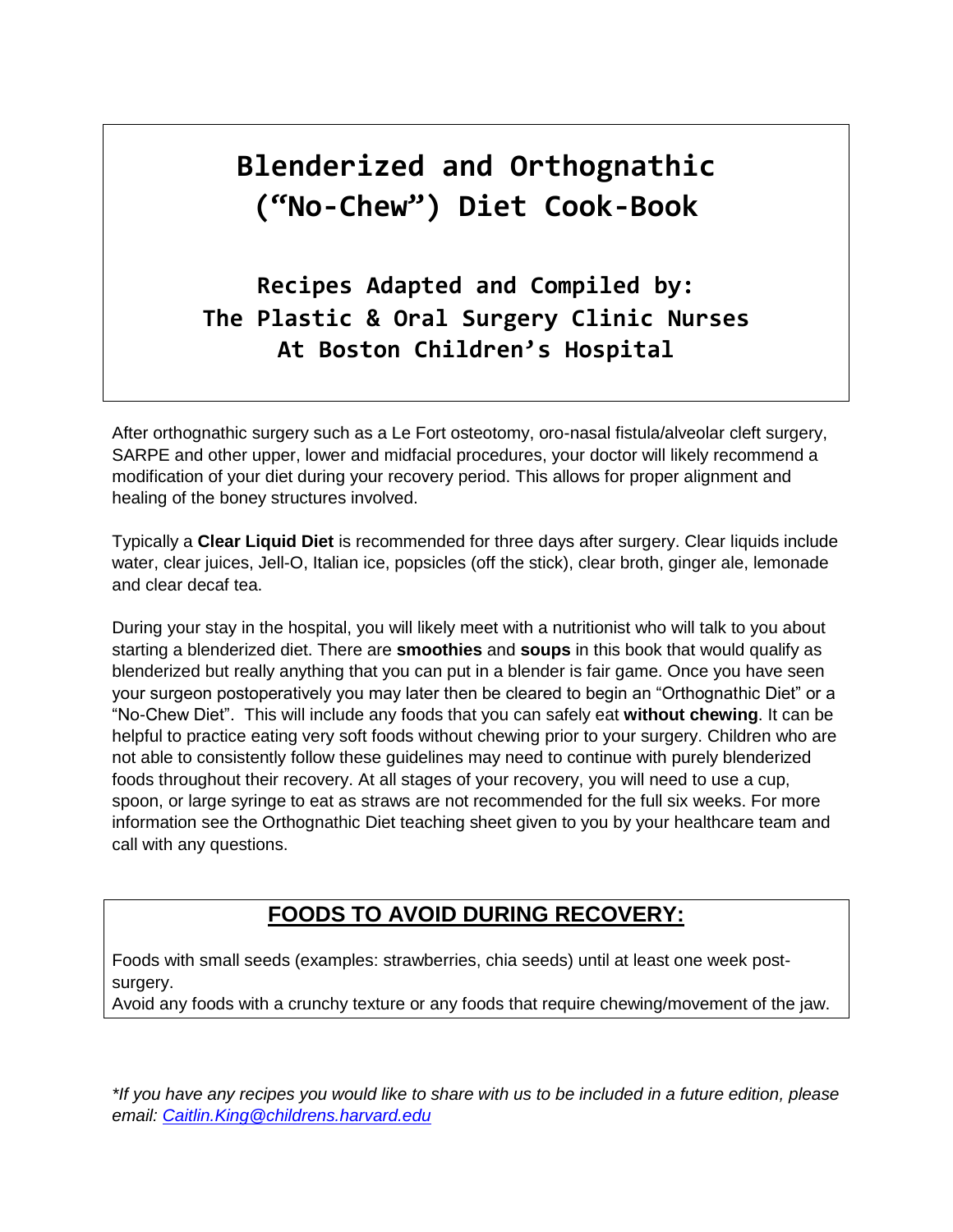# Blenderized and Orthognathic (“No-Chew”) Diet Cook-Book

## Recipes Adapted and Compiled by: The Plastic & Oral Surgery Clinic Nurses At Boston Children’s Hospital

After orthognathic surgery such as a Le Fort osteotomy, oro-nasal fistula/alveolar cleft surgery, SARPE and other upper, lower and midfacial procedures, your doctor will likely recommend a modification of your diet during your recovery period. This allows for proper alignment and healing of the boney structures involved.

Typically a **Clear Liquid Diet** is recommended for three days after surgery. Clear liquids include water, clear juices, Jell-O, Italian ice, popsicles (off the stick), clear broth, ginger ale, lemonade and clear decaf tea.

During your stay in the hospital, you will likely meet with a nutritionist who will talk to you about starting a blenderized diet. There are **smoothies** and **soups** in this book that would qualify as blenderized but really anything that you can put in a blender is fair game. Once you have seen your surgeon postoperatively you may later then be cleared to begin an “Orthognathic Diet” or a “No-Chew Diet”. This will include any foods that you can safely eat **without chewing**. It can be helpful to practice eating very soft foods without chewing prior to your surgery. Children who are not able to consistently follow these guidelines may need to continue with purely blenderized foods throughout their recovery. At all stages of your recovery, you will need to use a cup, spoon, or large syringe to eat as straws are not recommended for the full six weeks. For more information see the Orthognathic Diet teaching sheet given to you by your healthcare team and call with any questions.

## FOODS TO AVOID DURING RECOVERY:

Foods with small seeds (examples: strawberries, chia seeds) until at least one week post-surgery.
Avoid any foods with a crunchy texture or any foods that require chewing/movement of the jaw.

*If you have any recipes you would like to share with us to be included in a future edition, please email: [Caitlin.King@childrens.harvard.edu](mailto:Caitlin.King@childrens.harvard.edu)*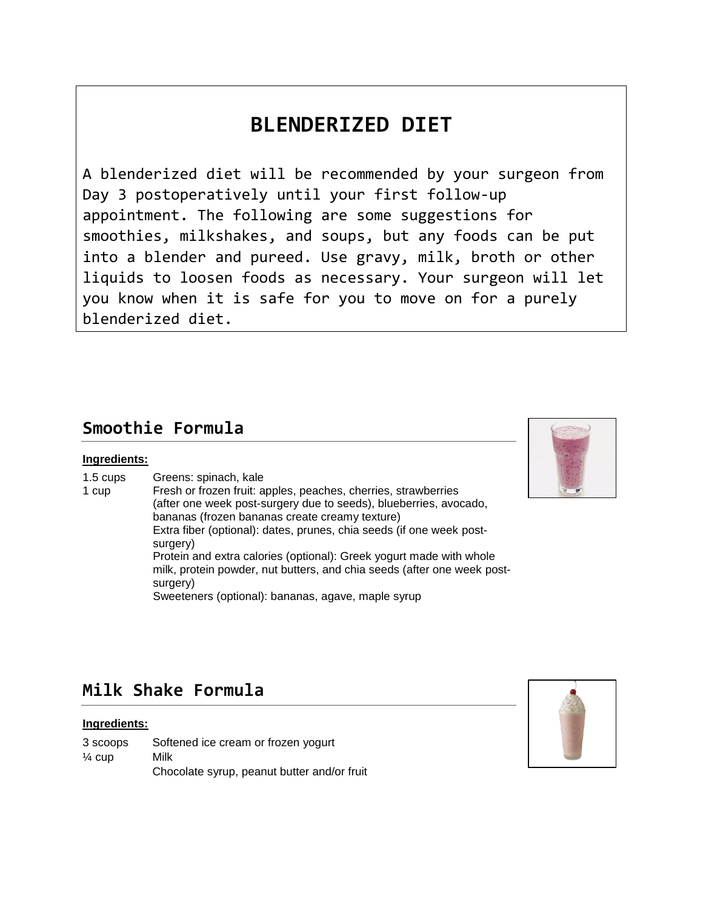# BLENDERIZED DIET

A blenderized diet will be recommended by your surgeon from Day 3 postoperatively until your first follow-up appointment. The following are some suggestions for smoothies, milkshakes, and soups, but any foods can be put into a blender and pureed. Use gravy, milk, broth or other liquids to loosen foods as necessary. Your surgeon will let you know when it is safe for you to move on for a purely blenderized diet.

## Smoothie Formula

**Ingredients:**

| | |
|---|---|
| 1.5 cups | Greens: spinach, kale |
| 1 cup | Fresh or frozen fruit: apples, peaches, cherries, strawberries (after one week post-surgery due to seeds), blueberries, avocado, bananas (frozen bananas create creamy texture) |
| | Extra fiber (optional): dates, prunes, chia seeds (if one week post-surgery) |
| | Protein and extra calories (optional): Greek yogurt made with whole milk, protein powder, nut butters, and chia seeds (after one week post-surgery) |
| | Sweeteners (optional): bananas, agave, maple syrup |

## Milk Shake Formula

**Ingredients:**

| | |
|---|---|
| 3 scoops | Softened ice cream or frozen yogurt |
| ¼ cup | Milk |
| | Chocolate syrup, peanut butter and/or fruit |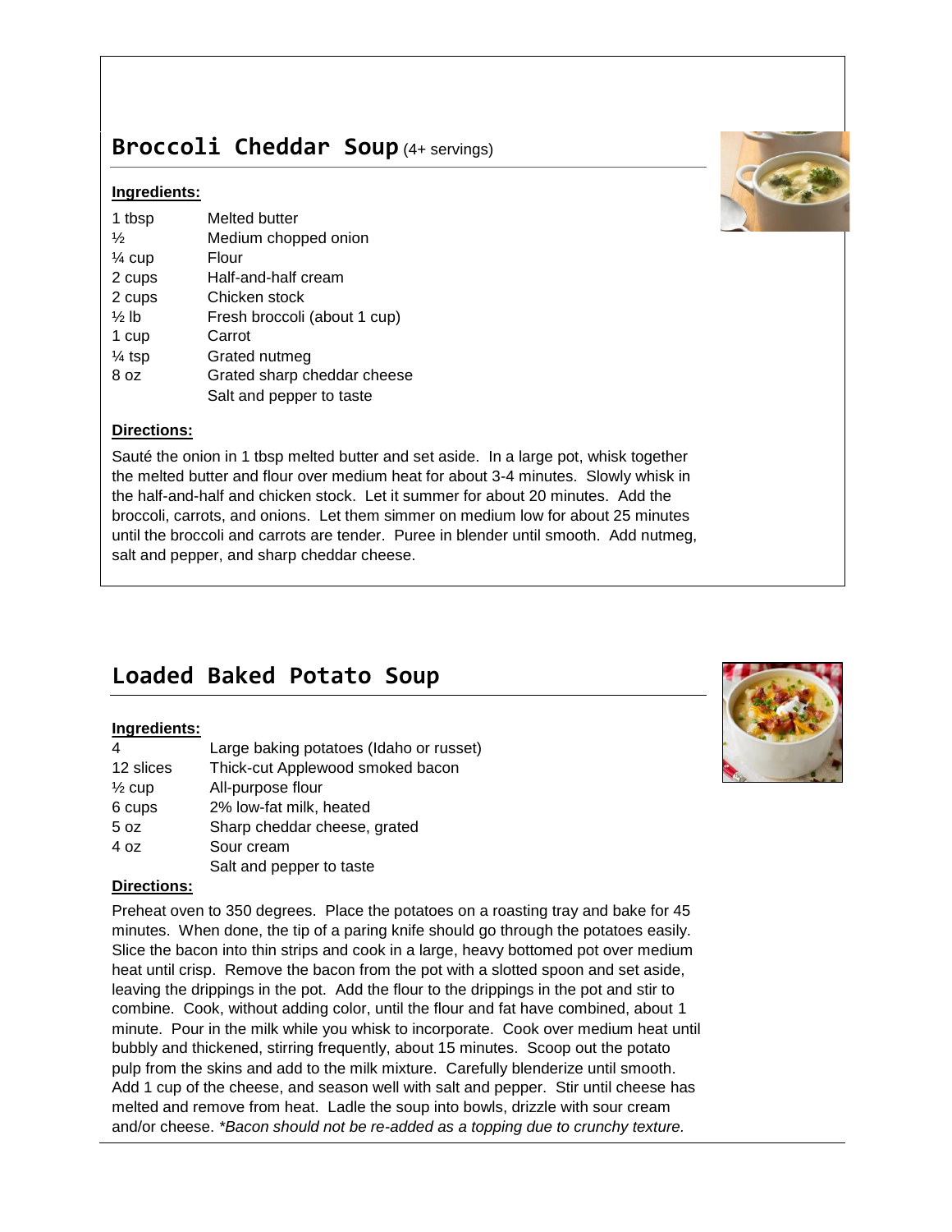## Broccoli Cheddar Soup (4+ servings)

**Ingredients:**

| | |
|---|---|
| 1 tbsp | Melted butter |
| ½ | Medium chopped onion |
| ¼ cup | Flour |
| 2 cups | Half-and-half cream |
| 2 cups | Chicken stock |
| ½ lb | Fresh broccoli (about 1 cup) |
| 1 cup | Carrot |
| ¼ tsp | Grated nutmeg |
| 8 oz | Grated sharp cheddar cheese |
| | Salt and pepper to taste |

**Directions:**

Sauté the onion in 1 tbsp melted butter and set aside. In a large pot, whisk together the melted butter and flour over medium heat for about 3-4 minutes. Slowly whisk in the half-and-half and chicken stock. Let it summer for about 20 minutes. Add the broccoli, carrots, and onions. Let them simmer on medium low for about 25 minutes until the broccoli and carrots are tender. Puree in blender until smooth. Add nutmeg, salt and pepper, and sharp cheddar cheese.

## Loaded Baked Potato Soup

**Ingredients:**

| | |
|---|---|
| 4 | Large baking potatoes (Idaho or russet) |
| 12 slices | Thick-cut Applewood smoked bacon |
| ½ cup | All-purpose flour |
| 6 cups | 2% low-fat milk, heated |
| 5 oz | Sharp cheddar cheese, grated |
| 4 oz | Sour cream |
| | Salt and pepper to taste |

**Directions:**

Preheat oven to 350 degrees. Place the potatoes on a roasting tray and bake for 45 minutes. When done, the tip of a paring knife should go through the potatoes easily. Slice the bacon into thin strips and cook in a large, heavy bottomed pot over medium heat until crisp. Remove the bacon from the pot with a slotted spoon and set aside, leaving the drippings in the pot. Add the flour to the drippings in the pot and stir to combine. Cook, without adding color, until the flour and fat have combined, about 1 minute. Pour in the milk while you whisk to incorporate. Cook over medium heat until bubbly and thickened, stirring frequently, about 15 minutes. Scoop out the potato pulp from the skins and add to the milk mixture. Carefully blenderize until smooth. Add 1 cup of the cheese, and season well with salt and pepper. Stir until cheese has melted and remove from heat. Ladle the soup into bowls, drizzle with sour cream and/or cheese. *\*Bacon should not be re-added as a topping due to crunchy texture.*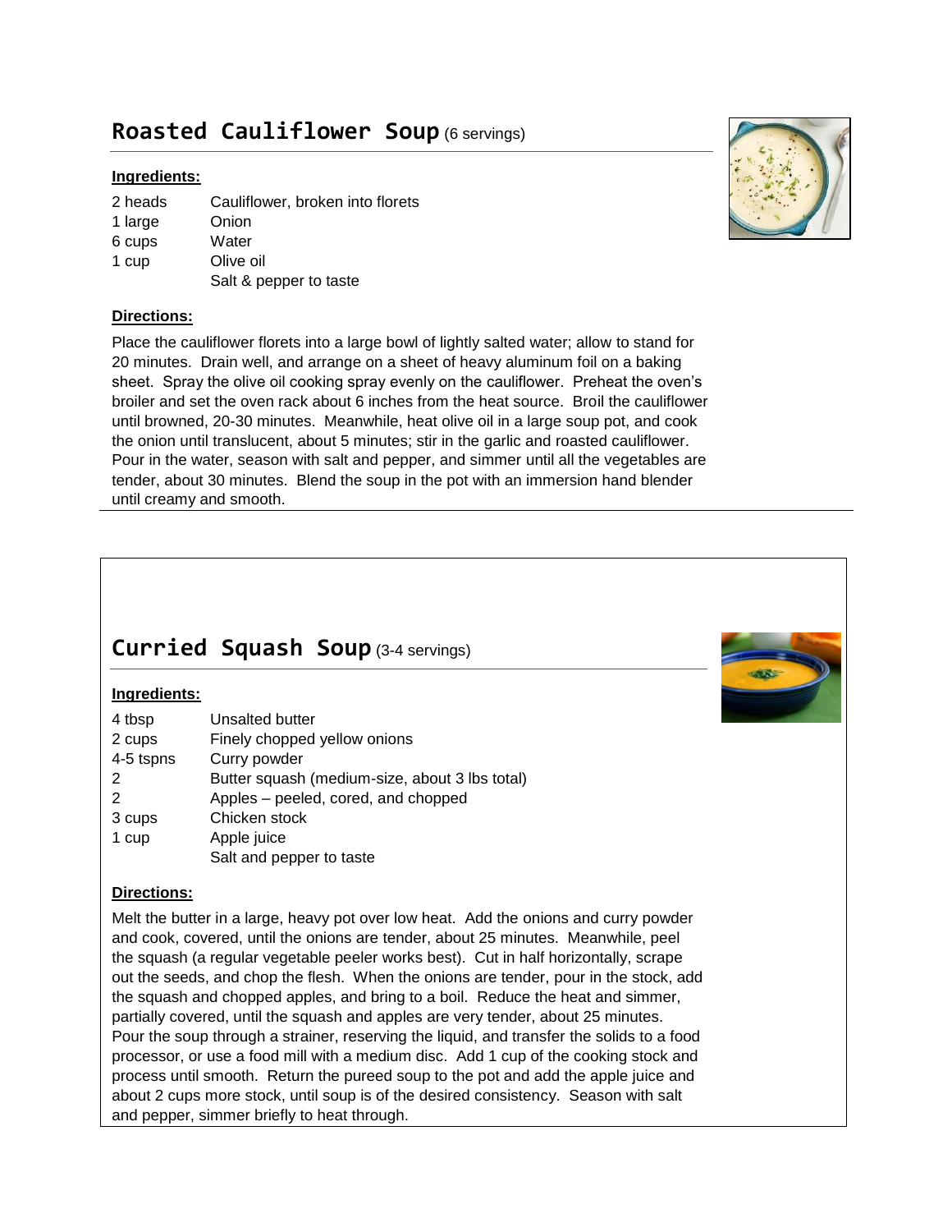## Roasted Cauliflower Soup (6 servings)

**Ingredients:**

| | |
|---|---|
| 2 heads | Cauliflower, broken into florets |
| 1 large | Onion |
| 6 cups | Water |
| 1 cup | Olive oil |
| | Salt & pepper to taste |

**Directions:**

Place the cauliflower florets into a large bowl of lightly salted water; allow to stand for 20 minutes. Drain well, and arrange on a sheet of heavy aluminum foil on a baking sheet. Spray the olive oil cooking spray evenly on the cauliflower. Preheat the oven's broiler and set the oven rack about 6 inches from the heat source. Broil the cauliflower until browned, 20-30 minutes. Meanwhile, heat olive oil in a large soup pot, and cook the onion until translucent, about 5 minutes; stir in the garlic and roasted cauliflower. Pour in the water, season with salt and pepper, and simmer until all the vegetables are tender, about 30 minutes. Blend the soup in the pot with an immersion hand blender until creamy and smooth.

---

## Curried Squash Soup (3-4 servings)

**Ingredients:**

| | |
|---|---|
| 4 tbsp | Unsalted butter |
| 2 cups | Finely chopped yellow onions |
| 4-5 tspns | Curry powder |
| 2 | Butter squash (medium-size, about 3 lbs total) |
| 2 | Apples – peeled, cored, and chopped |
| 3 cups | Chicken stock |
| 1 cup | Apple juice |
| | Salt and pepper to taste |

**Directions:**

Melt the butter in a large, heavy pot over low heat. Add the onions and curry powder and cook, covered, until the onions are tender, about 25 minutes. Meanwhile, peel the squash (a regular vegetable peeler works best). Cut in half horizontally, scrape out the seeds, and chop the flesh. When the onions are tender, pour in the stock, add the squash and chopped apples, and bring to a boil. Reduce the heat and simmer, partially covered, until the squash and apples are very tender, about 25 minutes. Pour the soup through a strainer, reserving the liquid, and transfer the solids to a food processor, or use a food mill with a medium disc. Add 1 cup of the cooking stock and process until smooth. Return the pureed soup to the pot and add the apple juice and about 2 cups more stock, until soup is of the desired consistency. Season with salt and pepper, simmer briefly to heat through.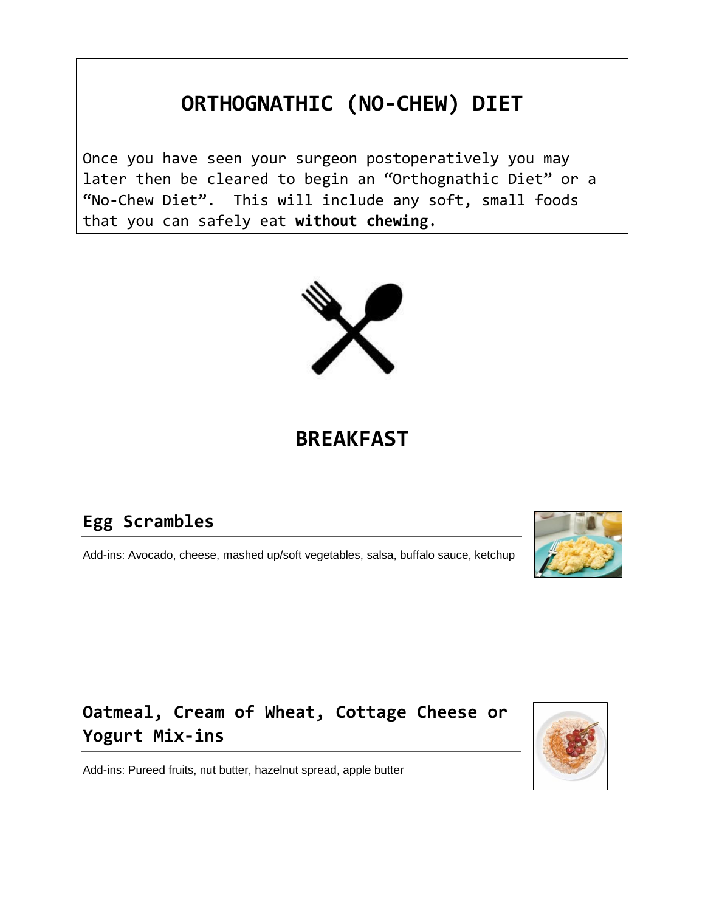# ORTHOGNATHIC (NO-CHEW) DIET

Once you have seen your surgeon postoperatively you may later then be cleared to begin an "Orthognathic Diet" or a "No-Chew Diet". This will include any soft, small foods that you can safely eat **without chewing**.

## BREAKFAST

### Egg Scrambles

Add-ins: Avocado, cheese, mashed up/soft vegetables, salsa, buffalo sauce, ketchup

### Oatmeal, Cream of Wheat, Cottage Cheese or Yogurt Mix-ins

Add-ins: Pureed fruits, nut butter, hazelnut spread, apple butter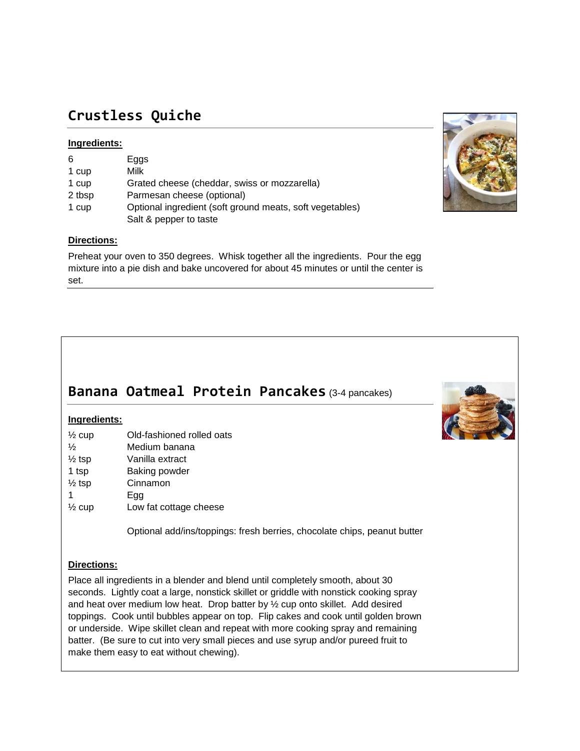## Crustless Quiche

**Ingredients:**

| | |
|---|---|
| 6 | Eggs |
| 1 cup | Milk |
| 1 cup | Grated cheese (cheddar, swiss or mozzarella) |
| 2 tbsp | Parmesan cheese (optional) |
| 1 cup | Optional ingredient (soft ground meats, soft vegetables) |
| | Salt & pepper to taste |

**Directions:**

Preheat your oven to 350 degrees. Whisk together all the ingredients. Pour the egg mixture into a pie dish and bake uncovered for about 45 minutes or until the center is set.

## Banana Oatmeal Protein Pancakes (3-4 pancakes)

**Ingredients:**

| | |
|---|---|
| ½ cup | Old-fashioned rolled oats |
| ½ | Medium banana |
| ½ tsp | Vanilla extract |
| 1 tsp | Baking powder |
| ½ tsp | Cinnamon |
| 1 | Egg |
| ½ cup | Low fat cottage cheese |

Optional add/ins/toppings: fresh berries, chocolate chips, peanut butter

**Directions:**

Place all ingredients in a blender and blend until completely smooth, about 30 seconds. Lightly coat a large, nonstick skillet or griddle with nonstick cooking spray and heat over medium low heat. Drop batter by ½ cup onto skillet. Add desired toppings. Cook until bubbles appear on top. Flip cakes and cook until golden brown or underside. Wipe skillet clean and repeat with more cooking spray and remaining batter. (Be sure to cut into very small pieces and use syrup and/or pureed fruit to make them easy to eat without chewing).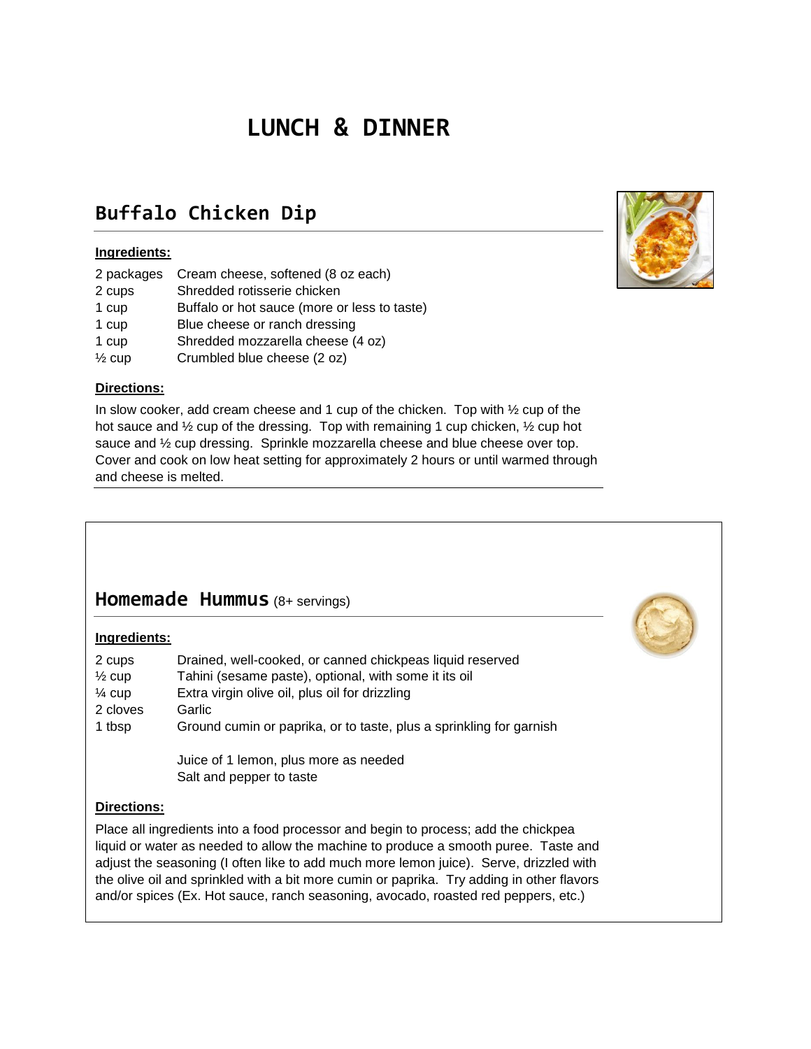# LUNCH & DINNER

## Buffalo Chicken Dip

**Ingredients:**

| | |
|---|---|
| 2 packages | Cream cheese, softened (8 oz each) |
| 2 cups | Shredded rotisserie chicken |
| 1 cup | Buffalo or hot sauce (more or less to taste) |
| 1 cup | Blue cheese or ranch dressing |
| 1 cup | Shredded mozzarella cheese (4 oz) |
| ½ cup | Crumbled blue cheese (2 oz) |

**Directions:**

In slow cooker, add cream cheese and 1 cup of the chicken. Top with ½ cup of the hot sauce and ½ cup of the dressing. Top with remaining 1 cup chicken, ½ cup hot sauce and ½ cup dressing. Sprinkle mozzarella cheese and blue cheese over top. Cover and cook on low heat setting for approximately 2 hours or until warmed through and cheese is melted.

## Homemade Hummus (8+ servings)

**Ingredients:**

| | |
|---|---|
| 2 cups | Drained, well-cooked, or canned chickpeas liquid reserved |
| ½ cup | Tahini (sesame paste), optional, with some it its oil |
| ¼ cup | Extra virgin olive oil, plus oil for drizzling |
| 2 cloves | Garlic |
| 1 tbsp | Ground cumin or paprika, or to taste, plus a sprinkling for garnish |
| | Juice of 1 lemon, plus more as needed |
| | Salt and pepper to taste |

**Directions:**

Place all ingredients into a food processor and begin to process; add the chickpea liquid or water as needed to allow the machine to produce a smooth puree. Taste and adjust the seasoning (I often like to add much more lemon juice). Serve, drizzled with the olive oil and sprinkled with a bit more cumin or paprika. Try adding in other flavors and/or spices (Ex. Hot sauce, ranch seasoning, avocado, roasted red peppers, etc.)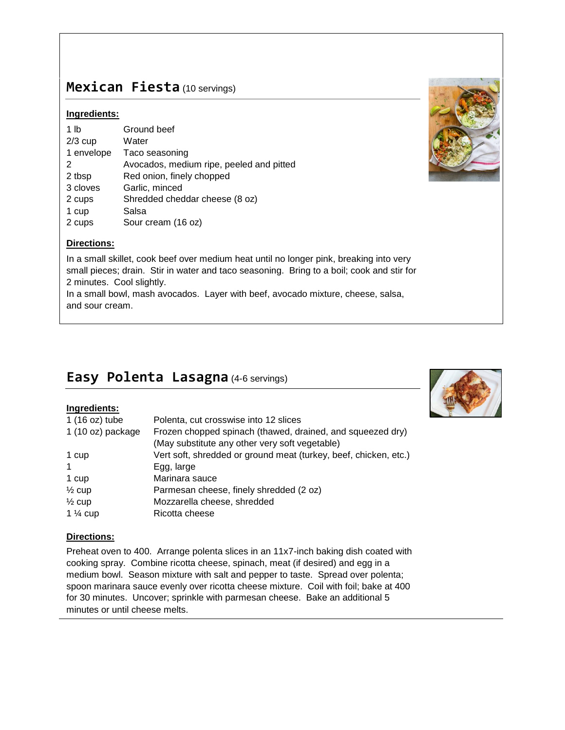## Mexican Fiesta (10 servings)

**Ingredients:**

| | |
|---|---|
| 1 lb | Ground beef |
| 2/3 cup | Water |
| 1 envelope | Taco seasoning |
| 2 | Avocados, medium ripe, peeled and pitted |
| 2 tbsp | Red onion, finely chopped |
| 3 cloves | Garlic, minced |
| 2 cups | Shredded cheddar cheese (8 oz) |
| 1 cup | Salsa |
| 2 cups | Sour cream (16 oz) |

**Directions:**

In a small skillet, cook beef over medium heat until no longer pink, breaking into very small pieces; drain. Stir in water and taco seasoning. Bring to a boil; cook and stir for 2 minutes. Cool slightly.
In a small bowl, mash avocados. Layer with beef, avocado mixture, cheese, salsa, and sour cream.

## Easy Polenta Lasagna (4-6 servings)

**Ingredients:**

| | |
|---|---|
| 1 (16 oz) tube | Polenta, cut crosswise into 12 slices |
| 1 (10 oz) package | Frozen chopped spinach (thawed, drained, and squeezed dry) (May substitute any other very soft vegetable) |
| 1 cup | Vert soft, shredded or ground meat (turkey, beef, chicken, etc.) |
| 1 | Egg, large |
| 1 cup | Marinara sauce |
| ½ cup | Parmesan cheese, finely shredded (2 oz) |
| ½ cup | Mozzarella cheese, shredded |
| 1 ¼ cup | Ricotta cheese |

**Directions:**

Preheat oven to 400. Arrange polenta slices in an 11x7-inch baking dish coated with cooking spray. Combine ricotta cheese, spinach, meat (if desired) and egg in a medium bowl. Season mixture with salt and pepper to taste. Spread over polenta; spoon marinara sauce evenly over ricotta cheese mixture. Coil with foil; bake at 400 for 30 minutes. Uncover; sprinkle with parmesan cheese. Bake an additional 5 minutes or until cheese melts.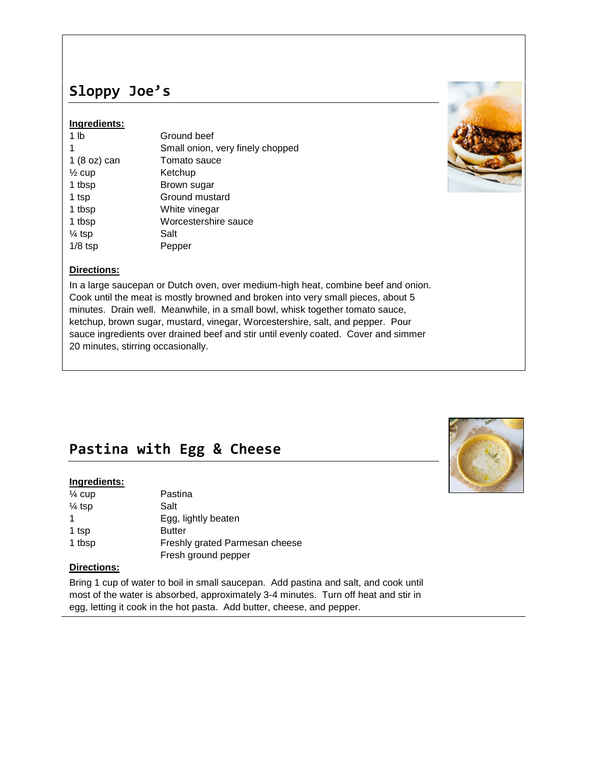## Sloppy Joe's

**Ingredients:**

| | |
|---|---|
| 1 lb | Ground beef |
| 1 | Small onion, very finely chopped |
| 1 (8 oz) can | Tomato sauce |
| ½ cup | Ketchup |
| 1 tbsp | Brown sugar |
| 1 tsp | Ground mustard |
| 1 tbsp | White vinegar |
| 1 tbsp | Worcestershire sauce |
| ¼ tsp | Salt |
| 1/8 tsp | Pepper |

**Directions:**

In a large saucepan or Dutch oven, over medium-high heat, combine beef and onion. Cook until the meat is mostly browned and broken into very small pieces, about 5 minutes. Drain well. Meanwhile, in a small bowl, whisk together tomato sauce, ketchup, brown sugar, mustard, vinegar, Worcestershire, salt, and pepper. Pour sauce ingredients over drained beef and stir until evenly coated. Cover and simmer 20 minutes, stirring occasionally.

## Pastina with Egg & Cheese

**Ingredients:**

| | |
|---|---|
| ¼ cup | Pastina |
| ¼ tsp | Salt |
| 1 | Egg, lightly beaten |
| 1 tsp | Butter |
| 1 tbsp | Freshly grated Parmesan cheese |
| | Fresh ground pepper |

**Directions:**

Bring 1 cup of water to boil in small saucepan. Add pastina and salt, and cook until most of the water is absorbed, approximately 3-4 minutes. Turn off heat and stir in egg, letting it cook in the hot pasta. Add butter, cheese, and pepper.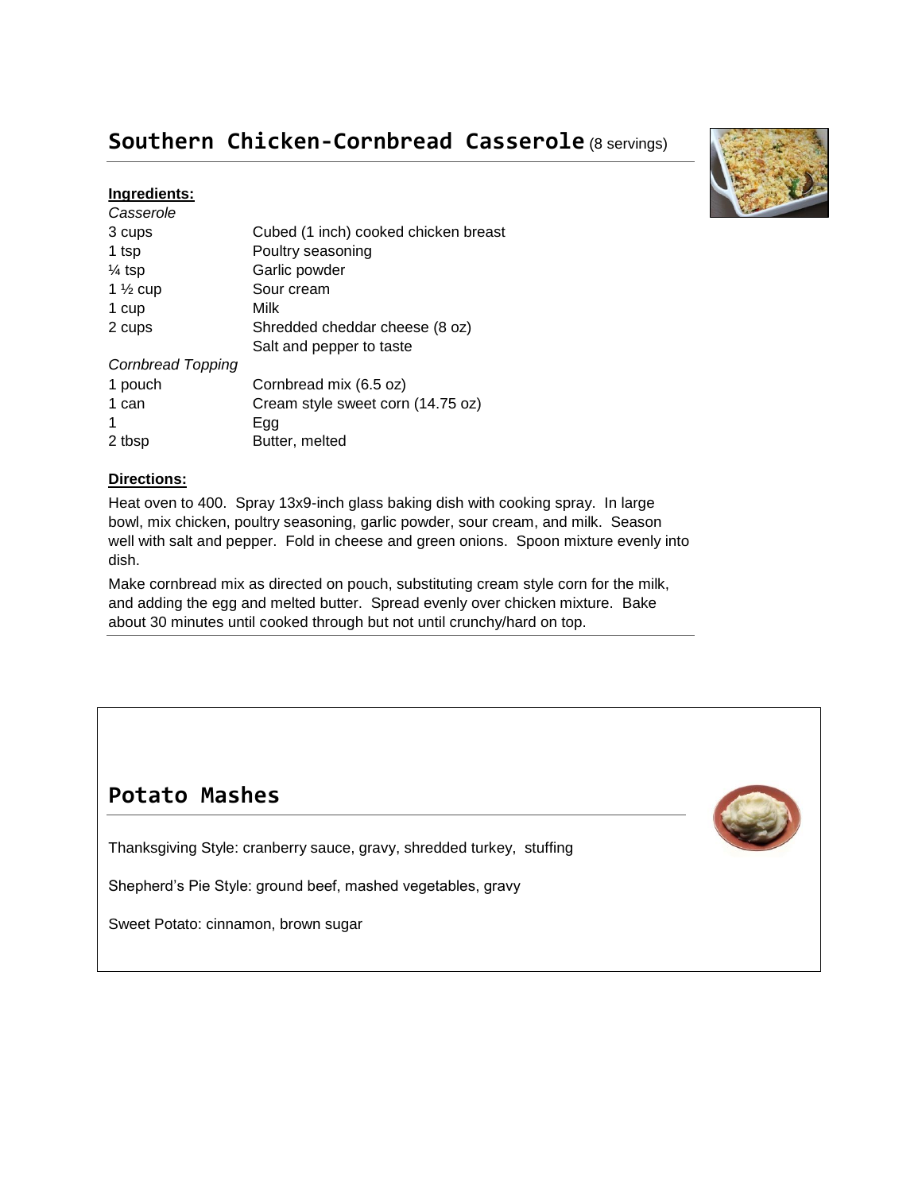## Southern Chicken-Cornbread Casserole (8 servings)

**Ingredients:**

*Casserole*

| | |
|---|---|
| 3 cups | Cubed (1 inch) cooked chicken breast |
| 1 tsp | Poultry seasoning |
| ¼ tsp | Garlic powder |
| 1 ½ cup | Sour cream |
| 1 cup | Milk |
| 2 cups | Shredded cheddar cheese (8 oz) |
| | Salt and pepper to taste |

*Cornbread Topping*

| | |
|---|---|
| 1 pouch | Cornbread mix (6.5 oz) |
| 1 can | Cream style sweet corn (14.75 oz) |
| 1 | Egg |
| 2 tbsp | Butter, melted |

**Directions:**

Heat oven to 400. Spray 13x9-inch glass baking dish with cooking spray. In large bowl, mix chicken, poultry seasoning, garlic powder, sour cream, and milk. Season well with salt and pepper. Fold in cheese and green onions. Spoon mixture evenly into dish.

Make cornbread mix as directed on pouch, substituting cream style corn for the milk, and adding the egg and melted butter. Spread evenly over chicken mixture. Bake about 30 minutes until cooked through but not until crunchy/hard on top.

## Potato Mashes

Thanksgiving Style: cranberry sauce, gravy, shredded turkey, stuffing

Shepherd's Pie Style: ground beef, mashed vegetables, gravy

Sweet Potato: cinnamon, brown sugar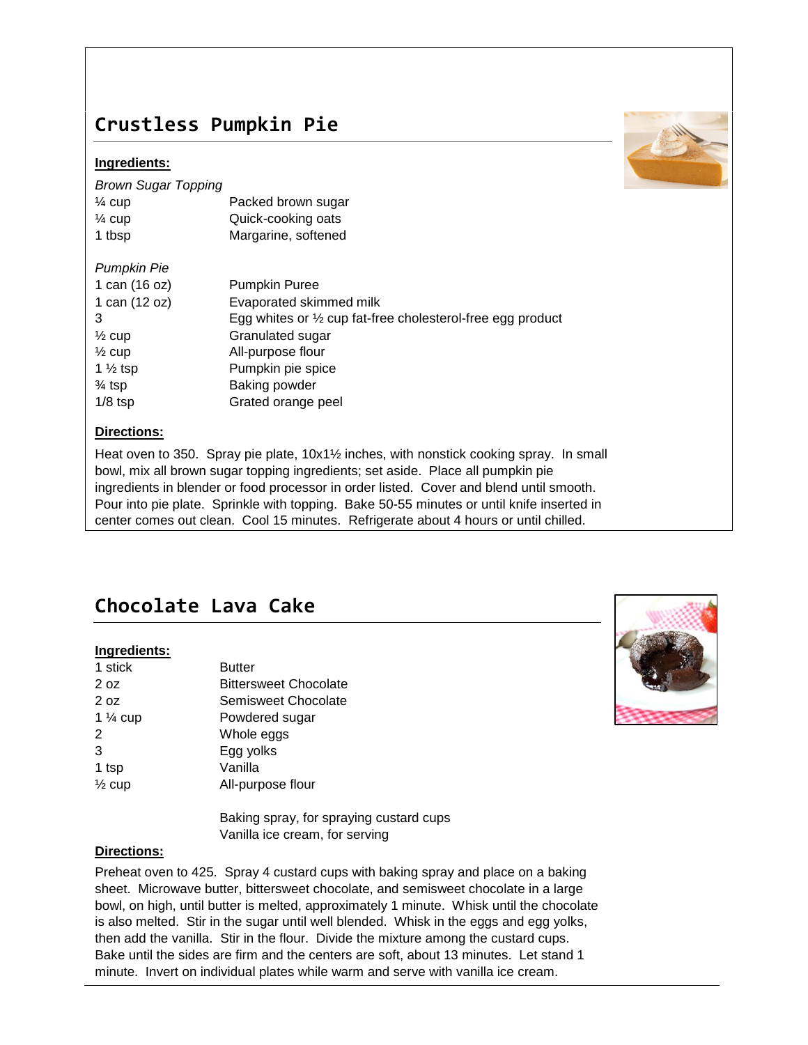## Crustless Pumpkin Pie

**Ingredients:**

*Brown Sugar Topping*

| | |
|---|---|
| ¼ cup | Packed brown sugar |
| ¼ cup | Quick-cooking oats |
| 1 tbsp | Margarine, softened |

*Pumpkin Pie*

| | |
|---|---|
| 1 can (16 oz) | Pumpkin Puree |
| 1 can (12 oz) | Evaporated skimmed milk |
| 3 | Egg whites or ½ cup fat-free cholesterol-free egg product |
| ½ cup | Granulated sugar |
| ½ cup | All-purpose flour |
| 1 ½ tsp | Pumpkin pie spice |
| ¾ tsp | Baking powder |
| 1/8 tsp | Grated orange peel |

**Directions:**

Heat oven to 350. Spray pie plate, 10x1½ inches, with nonstick cooking spray. In small bowl, mix all brown sugar topping ingredients; set aside. Place all pumpkin pie ingredients in blender or food processor in order listed. Cover and blend until smooth. Pour into pie plate. Sprinkle with topping. Bake 50-55 minutes or until knife inserted in center comes out clean. Cool 15 minutes. Refrigerate about 4 hours or until chilled.

## Chocolate Lava Cake

**Ingredients:**

| | |
|---|---|
| 1 stick | Butter |
| 2 oz | Bittersweet Chocolate |
| 2 oz | Semisweet Chocolate |
| 1 ¼ cup | Powdered sugar |
| 2 | Whole eggs |
| 3 | Egg yolks |
| 1 tsp | Vanilla |
| ½ cup | All-purpose flour |
| | Baking spray, for spraying custard cups |
| | Vanilla ice cream, for serving |

**Directions:**

Preheat oven to 425. Spray 4 custard cups with baking spray and place on a baking sheet. Microwave butter, bittersweet chocolate, and semisweet chocolate in a large bowl, on high, until butter is melted, approximately 1 minute. Whisk until the chocolate is also melted. Stir in the sugar until well blended. Whisk in the eggs and egg yolks, then add the vanilla. Stir in the flour. Divide the mixture among the custard cups. Bake until the sides are firm and the centers are soft, about 13 minutes. Let stand 1 minute. Invert on individual plates while warm and serve with vanilla ice cream.